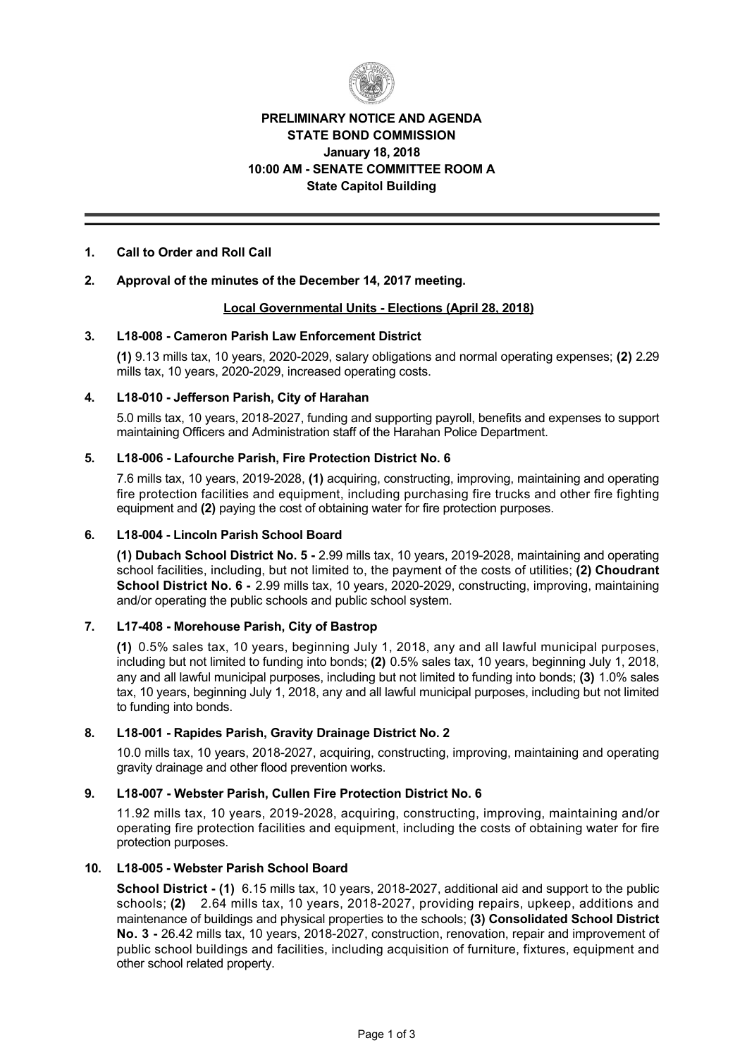**PRELIMINARY NOTICE AND AGENDA**
**STATE BOND COMMISSION**
**January 18, 2018**
**10:00 AM - SENATE COMMITTEE ROOM A**
**State Capitol Building**

---

**1. Call to Order and Roll Call**

**2. Approval of the minutes of the December 14, 2017 meeting.**

**Local Governmental Units - Elections (April 28, 2018)**

**3. L18-008 - Cameron Parish Law Enforcement District**

**(1)** 9.13 mills tax, 10 years, 2020-2029, salary obligations and normal operating expenses; **(2)** 2.29 mills tax, 10 years, 2020-2029, increased operating costs.

**4. L18-010 - Jefferson Parish, City of Harahan**

5.0 mills tax, 10 years, 2018-2027, funding and supporting payroll, benefits and expenses to support maintaining Officers and Administration staff of the Harahan Police Department.

**5. L18-006 - Lafourche Parish, Fire Protection District No. 6**

7.6 mills tax, 10 years, 2019-2028, **(1)** acquiring, constructing, improving, maintaining and operating fire protection facilities and equipment, including purchasing fire trucks and other fire fighting equipment and **(2)** paying the cost of obtaining water for fire protection purposes.

**6. L18-004 - Lincoln Parish School Board**

**(1) Dubach School District No. 5 -** 2.99 mills tax, 10 years, 2019-2028, maintaining and operating school facilities, including, but not limited to, the payment of the costs of utilities; **(2) Choudrant School District No. 6 -** 2.99 mills tax, 10 years, 2020-2029, constructing, improving, maintaining and/or operating the public schools and public school system.

**7. L17-408 - Morehouse Parish, City of Bastrop**

**(1)** 0.5% sales tax, 10 years, beginning July 1, 2018, any and all lawful municipal purposes, including but not limited to funding into bonds; **(2)** 0.5% sales tax, 10 years, beginning July 1, 2018, any and all lawful municipal purposes, including but not limited to funding into bonds; **(3)** 1.0% sales tax, 10 years, beginning July 1, 2018, any and all lawful municipal purposes, including but not limited to funding into bonds.

**8. L18-001 - Rapides Parish, Gravity Drainage District No. 2**

10.0 mills tax, 10 years, 2018-2027, acquiring, constructing, improving, maintaining and operating gravity drainage and other flood prevention works.

**9. L18-007 - Webster Parish, Cullen Fire Protection District No. 6**

11.92 mills tax, 10 years, 2019-2028, acquiring, constructing, improving, maintaining and/or operating fire protection facilities and equipment, including the costs of obtaining water for fire protection purposes.

**10. L18-005 - Webster Parish School Board**

**School District - (1)** 6.15 mills tax, 10 years, 2018-2027, additional aid and support to the public schools; **(2)** 2.64 mills tax, 10 years, 2018-2027, providing repairs, upkeep, additions and maintenance of buildings and physical properties to the schools; **(3) Consolidated School District No. 3 -** 26.42 mills tax, 10 years, 2018-2027, construction, renovation, repair and improvement of public school buildings and facilities, including acquisition of furniture, fixtures, equipment and other school related property.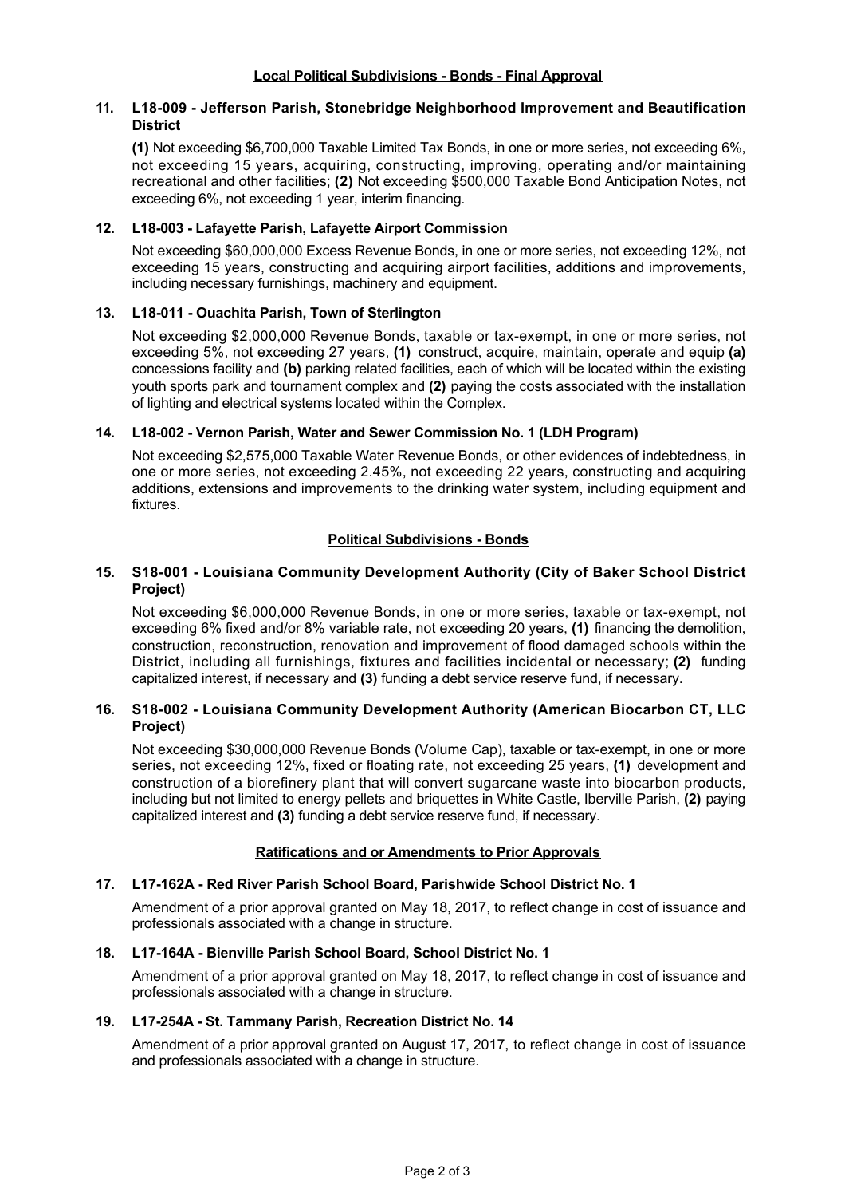## Local Political Subdivisions - Bonds - Final Approval

### 11. L18-009 - Jefferson Parish, Stonebridge Neighborhood Improvement and Beautification District

**(1)** Not exceeding $6,700,000 Taxable Limited Tax Bonds, in one or more series, not exceeding 6%, not exceeding 15 years, acquiring, constructing, improving, operating and/or maintaining recreational and other facilities; **(2)** Not exceeding $500,000 Taxable Bond Anticipation Notes, not exceeding 6%, not exceeding 1 year, interim financing.

### 12. L18-003 - Lafayette Parish, Lafayette Airport Commission

Not exceeding $60,000,000 Excess Revenue Bonds, in one or more series, not exceeding 12%, not exceeding 15 years, constructing and acquiring airport facilities, additions and improvements, including necessary furnishings, machinery and equipment.

### 13. L18-011 - Ouachita Parish, Town of Sterlington

Not exceeding $2,000,000 Revenue Bonds, taxable or tax-exempt, in one or more series, not exceeding 5%, not exceeding 27 years, **(1)** construct, acquire, maintain, operate and equip **(a)** concessions facility and **(b)** parking related facilities, each of which will be located within the existing youth sports park and tournament complex and **(2)** paying the costs associated with the installation of lighting and electrical systems located within the Complex.

### 14. L18-002 - Vernon Parish, Water and Sewer Commission No. 1 (LDH Program)

Not exceeding $2,575,000 Taxable Water Revenue Bonds, or other evidences of indebtedness, in one or more series, not exceeding 2.45%, not exceeding 22 years, constructing and acquiring additions, extensions and improvements to the drinking water system, including equipment and fixtures.

## Political Subdivisions - Bonds

### 15. S18-001 - Louisiana Community Development Authority (City of Baker School District Project)

Not exceeding $6,000,000 Revenue Bonds, in one or more series, taxable or tax-exempt, not exceeding 6% fixed and/or 8% variable rate, not exceeding 20 years, **(1)** financing the demolition, construction, reconstruction, renovation and improvement of flood damaged schools within the District, including all furnishings, fixtures and facilities incidental or necessary; **(2)** funding capitalized interest, if necessary and **(3)** funding a debt service reserve fund, if necessary.

### 16. S18-002 - Louisiana Community Development Authority (American Biocarbon CT, LLC Project)

Not exceeding $30,000,000 Revenue Bonds (Volume Cap), taxable or tax-exempt, in one or more series, not exceeding 12%, fixed or floating rate, not exceeding 25 years, **(1)** development and construction of a biorefinery plant that will convert sugarcane waste into biocarbon products, including but not limited to energy pellets and briquettes in White Castle, Iberville Parish, **(2)** paying capitalized interest and **(3)** funding a debt service reserve fund, if necessary.

## Ratifications and or Amendments to Prior Approvals

### 17. L17-162A - Red River Parish School Board, Parishwide School District No. 1

Amendment of a prior approval granted on May 18, 2017, to reflect change in cost of issuance and professionals associated with a change in structure.

### 18. L17-164A - Bienville Parish School Board, School District No. 1

Amendment of a prior approval granted on May 18, 2017, to reflect change in cost of issuance and professionals associated with a change in structure.

### 19. L17-254A - St. Tammany Parish, Recreation District No. 14

Amendment of a prior approval granted on August 17, 2017, to reflect change in cost of issuance and professionals associated with a change in structure.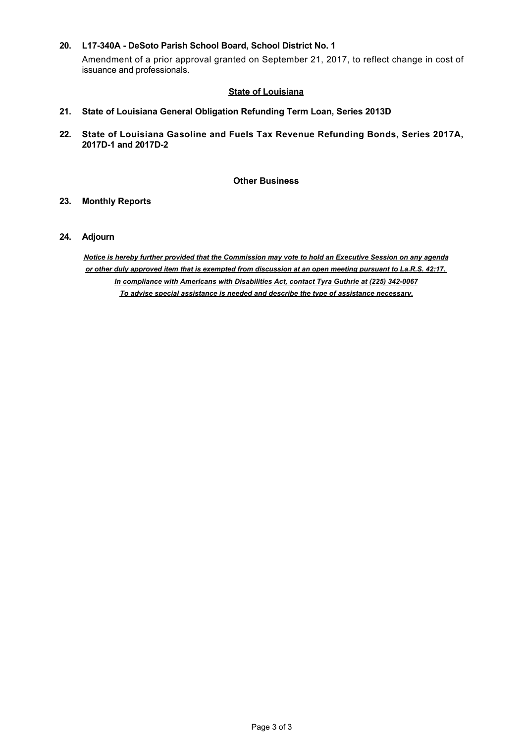**20. L17-340A - DeSoto Parish School Board, School District No. 1**

Amendment of a prior approval granted on September 21, 2017, to reflect change in cost of issuance and professionals.

## State of Louisiana

**21. State of Louisiana General Obligation Refunding Term Loan, Series 2013D**

**22. State of Louisiana Gasoline and Fuels Tax Revenue Refunding Bonds, Series 2017A, 2017D-1 and 2017D-2**

## Other Business

**23. Monthly Reports**

**24. Adjourn**

***Notice is hereby further provided that the Commission may vote to hold an Executive Session on any agenda or other duly approved item that is exempted from discussion at an open meeting pursuant to La.R.S. 42:17.***
***In compliance with Americans with Disabilities Act, contact Tyra Guthrie at (225) 342-0067***
***To advise special assistance is needed and describe the type of assistance necessary.***